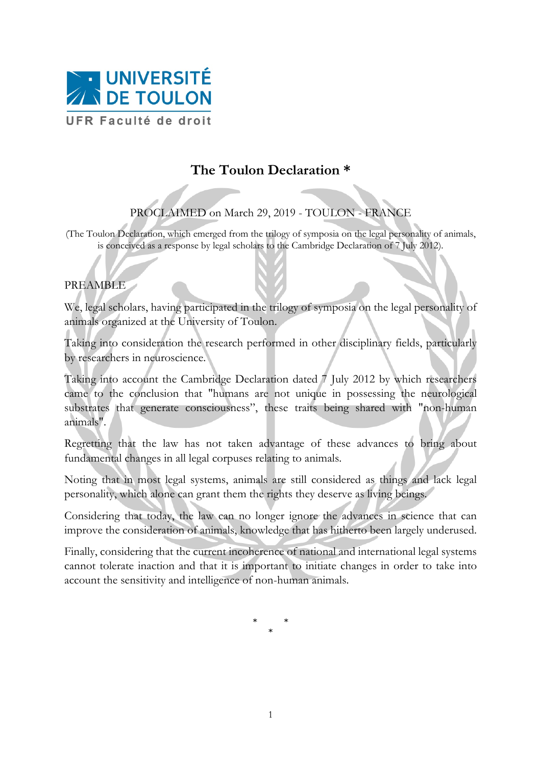UNIVERSITÉ DE TOULON

UFR Faculté de droit

# The Toulon Declaration *

PROCLAIMED on March 29, 2019 - TOULON - FRANCE

(The Toulon Declaration, which emerged from the trilogy of symposia on the legal personality of animals, is conceived as a response by legal scholars to the Cambridge Declaration of 7 July 2012).

## PREAMBLE

We, legal scholars, having participated in the trilogy of symposia on the legal personality of animals organized at the University of Toulon.

Taking into consideration the research performed in other disciplinary fields, particularly by researchers in neuroscience.

Taking into account the Cambridge Declaration dated 7 July 2012 by which researchers came to the conclusion that "humans are not unique in possessing the neurological substrates that generate consciousness", these traits being shared with "non-human animals".

Regretting that the law has not taken advantage of these advances to bring about fundamental changes in all legal corpuses relating to animals.

Noting that in most legal systems, animals are still considered as things and lack legal personality, which alone can grant them the rights they deserve as living beings.

Considering that today, the law can no longer ignore the advances in science that can improve the consideration of animals, knowledge that has hitherto been largely underused.

Finally, considering that the current incoherence of national and international legal systems cannot tolerate inaction and that it is important to initiate changes in order to take into account the sensitivity and intelligence of non-human animals.

\* \* \*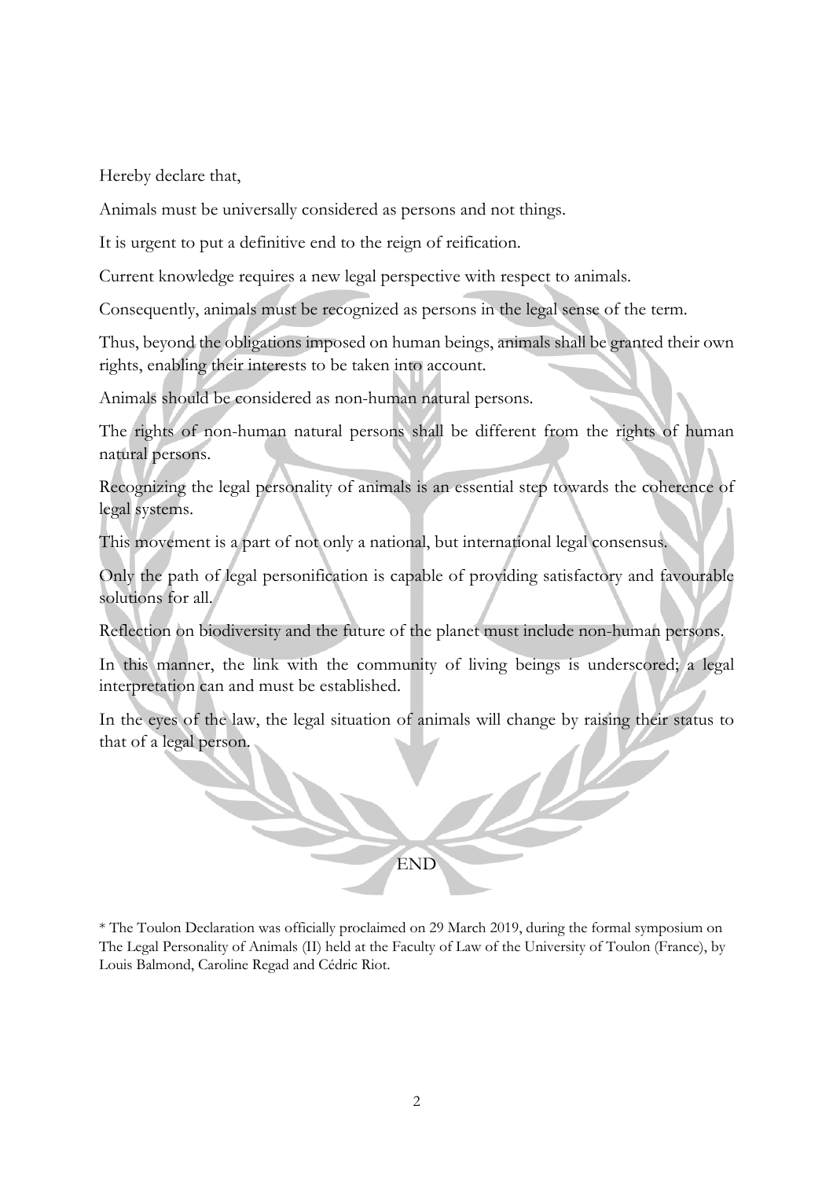Hereby declare that,

Animals must be universally considered as persons and not things.

It is urgent to put a definitive end to the reign of reification.

Current knowledge requires a new legal perspective with respect to animals.

Consequently, animals must be recognized as persons in the legal sense of the term.

Thus, beyond the obligations imposed on human beings, animals shall be granted their own rights, enabling their interests to be taken into account.

Animals should be considered as non-human natural persons.

The rights of non-human natural persons shall be different from the rights of human natural persons.

Recognizing the legal personality of animals is an essential step towards the coherence of legal systems.

This movement is a part of not only a national, but international legal consensus.

Only the path of legal personification is capable of providing satisfactory and favourable solutions for all.

Reflection on biodiversity and the future of the planet must include non-human persons.

In this manner, the link with the community of living beings is underscored; a legal interpretation can and must be established.

In the eyes of the law, the legal situation of animals will change by raising their status to that of a legal person.

END

* The Toulon Declaration was officially proclaimed on 29 March 2019, during the formal symposium on The Legal Personality of Animals (II) held at the Faculty of Law of the University of Toulon (France), by Louis Balmond, Caroline Regad and Cédric Riot.